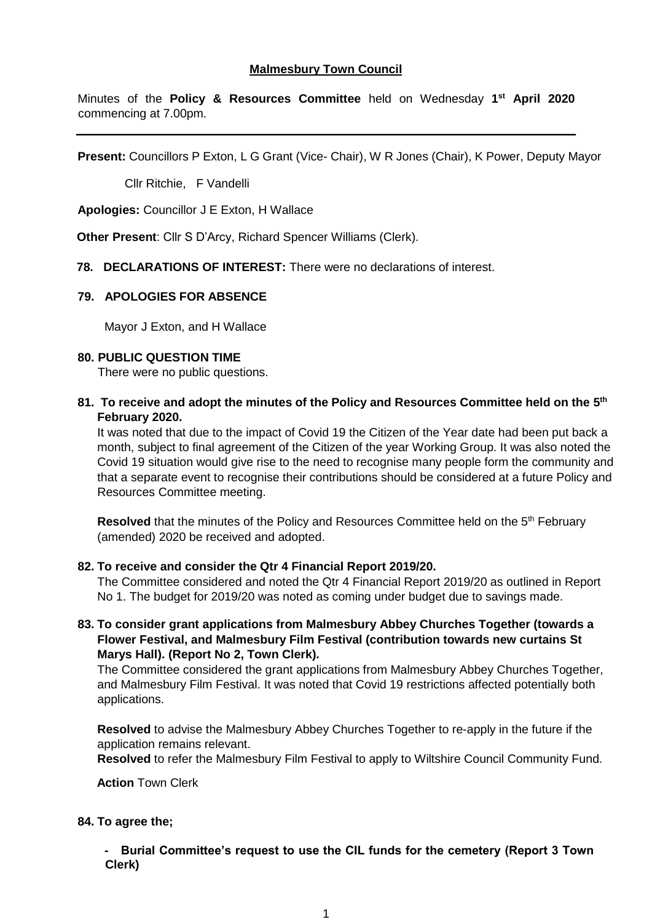**Malmesbury Town Council**

Minutes of the **Policy & Resources Committee** held on Wednesday **1st April 2020** commencing at 7.00pm.

---

**Present:** Councillors P Exton, L G Grant (Vice- Chair), W R Jones (Chair), K Power, Deputy Mayor

Cllr Ritchie, F Vandelli

**Apologies:** Councillor J E Exton, H Wallace

**Other Present**: Cllr S D'Arcy, Richard Spencer Williams (Clerk).

**78. DECLARATIONS OF INTEREST:** There were no declarations of interest.

**79. APOLOGIES FOR ABSENCE**

Mayor J Exton, and H Wallace

**80. PUBLIC QUESTION TIME**

There were no public questions.

**81. To receive and adopt the minutes of the Policy and Resources Committee held on the 5th February 2020.**

It was noted that due to the impact of Covid 19 the Citizen of the Year date had been put back a month, subject to final agreement of the Citizen of the year Working Group. It was also noted the Covid 19 situation would give rise to the need to recognise many people form the community and that a separate event to recognise their contributions should be considered at a future Policy and Resources Committee meeting.

**Resolved** that the minutes of the Policy and Resources Committee held on the 5th February (amended) 2020 be received and adopted.

**82. To receive and consider the Qtr 4 Financial Report 2019/20.**

The Committee considered and noted the Qtr 4 Financial Report 2019/20 as outlined in Report No 1. The budget for 2019/20 was noted as coming under budget due to savings made.

**83. To consider grant applications from Malmesbury Abbey Churches Together (towards a Flower Festival, and Malmesbury Film Festival (contribution towards new curtains St Marys Hall). (Report No 2, Town Clerk).**

The Committee considered the grant applications from Malmesbury Abbey Churches Together, and Malmesbury Film Festival. It was noted that Covid 19 restrictions affected potentially both applications.

**Resolved** to advise the Malmesbury Abbey Churches Together to re-apply in the future if the application remains relevant.

**Resolved** to refer the Malmesbury Film Festival to apply to Wiltshire Council Community Fund.

**Action** Town Clerk

**84. To agree the;**

- **Burial Committee's request to use the CIL funds for the cemetery (Report 3 Town Clerk)**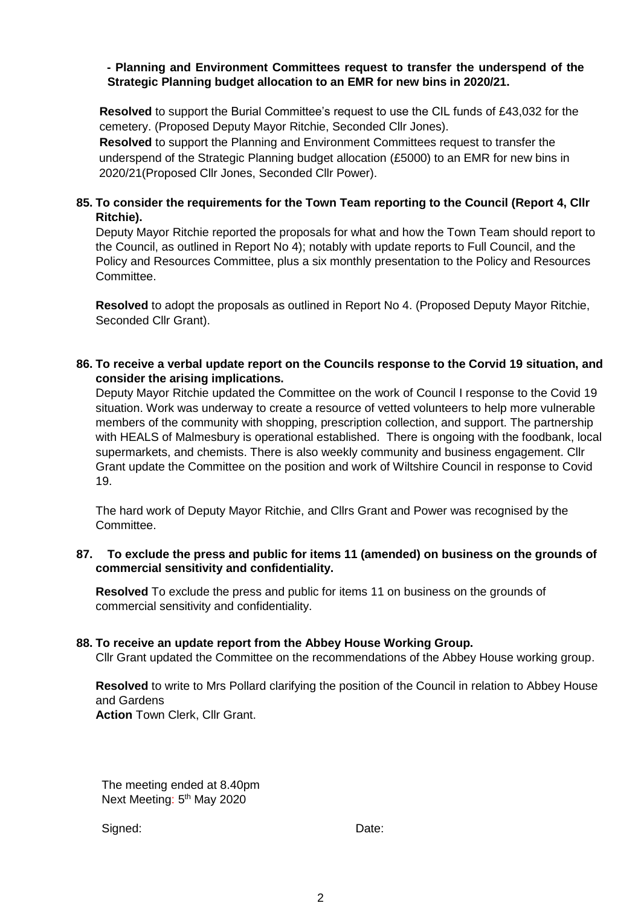**- Planning and Environment Committees request to transfer the underspend of the Strategic Planning budget allocation to an EMR for new bins in 2020/21.**

**Resolved** to support the Burial Committee's request to use the CIL funds of £43,032 for the cemetery. (Proposed Deputy Mayor Ritchie, Seconded Cllr Jones).

**Resolved** to support the Planning and Environment Committees request to transfer the underspend of the Strategic Planning budget allocation (£5000) to an EMR for new bins in 2020/21(Proposed Cllr Jones, Seconded Cllr Power).

**85. To consider the requirements for the Town Team reporting to the Council (Report 4, Cllr Ritchie).**

Deputy Mayor Ritchie reported the proposals for what and how the Town Team should report to the Council, as outlined in Report No 4); notably with update reports to Full Council, and the Policy and Resources Committee, plus a six monthly presentation to the Policy and Resources Committee.

**Resolved** to adopt the proposals as outlined in Report No 4. (Proposed Deputy Mayor Ritchie, Seconded Cllr Grant).

**86. To receive a verbal update report on the Councils response to the Corvid 19 situation, and consider the arising implications.**

Deputy Mayor Ritchie updated the Committee on the work of Council I response to the Covid 19 situation. Work was underway to create a resource of vetted volunteers to help more vulnerable members of the community with shopping, prescription collection, and support. The partnership with HEALS of Malmesbury is operational established. There is ongoing with the foodbank, local supermarkets, and chemists. There is also weekly community and business engagement. Cllr Grant update the Committee on the position and work of Wiltshire Council in response to Covid 19.

The hard work of Deputy Mayor Ritchie, and Cllrs Grant and Power was recognised by the Committee.

**87. To exclude the press and public for items 11 (amended) on business on the grounds of commercial sensitivity and confidentiality.**

**Resolved** To exclude the press and public for items 11 on business on the grounds of commercial sensitivity and confidentiality.

**88. To receive an update report from the Abbey House Working Group.**

Cllr Grant updated the Committee on the recommendations of the Abbey House working group.

**Resolved** to write to Mrs Pollard clarifying the position of the Council in relation to Abbey House and Gardens

**Action** Town Clerk, Cllr Grant.

The meeting ended at 8.40pm

Next Meeting: 5th May 2020

Signed: Date: